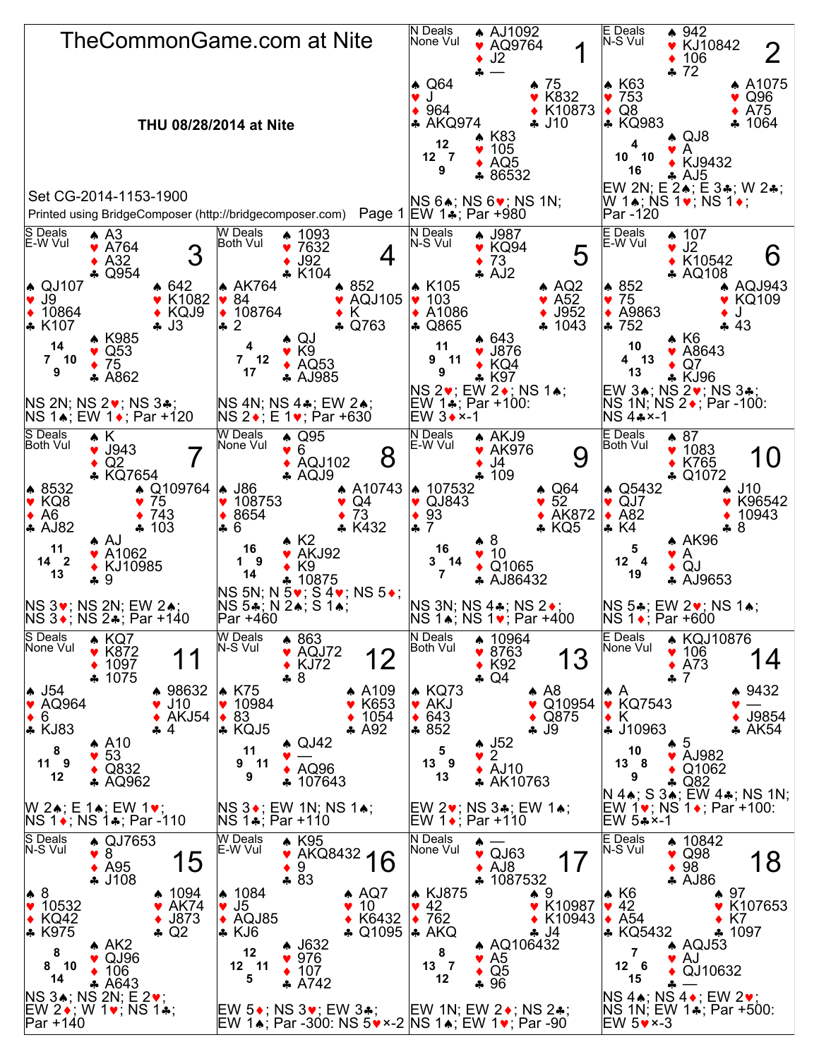# TheCommonGame.com at Nite

**THU 08/28/2014 at Nite**

Set CG-2014-1153-1900

Printed using BridgeComposer (http://bridgecomposer.com)

## Board 1

N Deals, None Vul

- North: ♠ AJ1092 ♥ AQ9764 ♦ J2 ♣ —
- West: ♠ Q64 ♥ J ♦ 964 ♣ AKQ974
- East: ♠ 75 ♥ K832 ♦ K10873 ♣ J10
- South: ♠ K83 ♥ 105 ♦ AQ5 ♣ 86532

HCP: N 12, W 12, E 7, S 9

NS 6♠; NS 6♥; NS 1N; EW 1♣; Par +980

## Board 2

E Deals, N-S Vul

- North: ♠ 942 ♥ KJ10842 ♦ 106 ♣ 72
- West: ♠ K63 ♥ 753 ♦ Q8 ♣ KQ983
- East: ♠ A1075 ♥ Q96 ♦ A75 ♣ 1064
- South: ♠ QJ8 ♥ A ♦ KJ9432 ♣ AJ5

HCP: N 4, W 10, E 10, S 16

EW 2N; E 2♠; E 3♣; W 2♣; W 1♠; NS 1♥; NS 1♦; Par -120

## Board 3

S Deals, E-W Vul

- North: ♠ A3 ♥ A764 ♦ A32 ♣ Q954
- West: ♠ QJ107 ♥ J9 ♦ 10864 ♣ K107
- East: ♠ 642 ♥ K1082 ♦ KQJ9 ♣ J3
- South: ♠ K985 ♥ Q53 ♦ 75 ♣ A862

HCP: N 14, W 7, E 10, S 9

NS 2N; NS 2♥; NS 3♣; NS 1♠; EW 1♦; Par +120

## Board 4

W Deals, Both Vul

- North: ♠ 1093 ♥ 7632 ♦ J92 ♣ K104
- West: ♠ AK764 ♥ 84 ♦ 108764 ♣ 2
- East: ♠ 852 ♥ AQJ105 ♦ K ♣ Q763
- South: ♠ QJ ♥ K9 ♦ AQ53 ♣ AJ985

HCP: N 4, W 7, E 12, S 17

NS 4N; NS 4♣; EW 2♠; NS 2♦; E 1♥; Par +630

## Board 5

N Deals, N-S Vul

- North: ♠ J987 ♥ KQ94 ♦ 73 ♣ AJ2
- West: ♠ K105 ♥ 103 ♦ A1086 ♣ Q865
- East: ♠ AQ2 ♥ A52 ♦ J952 ♣ 1043
- South: ♠ 643 ♥ J876 ♦ KQ4 ♣ K97

HCP: N 11, W 9, E 11, S 9

NS 2♥; EW 2♦; NS 1♠; EW 1♣; Par +100: EW 3♦×-1

## Board 6

E Deals, E-W Vul

- North: ♠ 107 ♥ J2 ♦ K10542 ♣ AQ108
- West: ♠ 852 ♥ 75 ♦ A9863 ♣ 752
- East: ♠ AQJ943 ♥ KQ109 ♦ J ♣ 43
- South: ♠ K6 ♥ A8643 ♦ Q7 ♣ KJ96

HCP: N 10, W 4, E 13, S 13

EW 3♠; NS 2♥; NS 3♣; NS 1N; NS 2♦; Par -100: NS 4♣×-1

## Board 7

S Deals, Both Vul

- North: ♠ K ♥ J943 ♦ Q2 ♣ KQ7654
- West: ♠ 8532 ♥ KQ8 ♦ A6 ♣ AJ82
- East: ♠ Q109764 ♥ 75 ♦ 743 ♣ 103
- South: ♠ AJ ♥ A1062 ♦ KJ10985 ♣ 9

HCP: N 11, W 14, E 2, S 13

NS 3♥; NS 2N; EW 2♠; NS 3♦; NS 2♣; Par +140

## Board 8

W Deals, None Vul

- North: ♠ Q95 ♥ 6 ♦ AQJ102 ♣ AQJ9
- West: ♠ J86 ♥ 108753 ♦ 8654 ♣ 6
- East: ♠ A10743 ♥ Q4 ♦ 73 ♣ K432
- South: ♠ K2 ♥ AKJ92 ♦ K9 ♣ 10875

HCP: N 16, W 1, E 9, S 14

NS 5N; N 5♥; S 4♥; NS 5♦; NS 5♣; N 2♠; S 1♠; Par +460

## Board 9

N Deals, E-W Vul

- North: ♠ AKJ9 ♥ AK976 ♦ J4 ♣ 109
- West: ♠ 107532 ♥ QJ843 ♦ 93 ♣ 7
- East: ♠ Q64 ♥ 52 ♦ AK872 ♣ KQ5
- South: ♠ 8 ♥ 10 ♦ Q1065 ♣ AJ86432

HCP: N 16, W 3, E 14, S 7

NS 3N; NS 4♣; NS 2♦; NS 1♠; NS 1♥; Par +400

## Board 10

E Deals, Both Vul

- North: ♠ 87 ♥ 1083 ♦ K765 ♣ Q1072
- West: ♠ Q5432 ♥ QJ7 ♦ A82 ♣ K4
- East: ♠ J10 ♥ K96542 ♦ 10943 ♣ 8
- South: ♠ AK96 ♥ A ♦ QJ ♣ AJ9653

HCP: N 5, W 12, E 4, S 19

NS 5♣; EW 2♥; NS 1♠; NS 1♦; Par +600

## Board 11

S Deals, None Vul

- North: ♠ KQ7 ♥ K872 ♦ 1097 ♣ 1075
- West: ♠ J54 ♥ AQ964 ♦ 6 ♣ KJ83
- East: ♠ 98632 ♥ J10 ♦ AKJ54 ♣ 4
- South: ♠ A10 ♥ 53 ♦ Q832 ♣ AQ962

HCP: N 8, W 11, E 9, S 12

W 2♠; E 1♠; EW 1♥; NS 1♦; NS 1♣; Par -110

## Board 12

W Deals, N-S Vul

- North: ♠ 863 ♥ AQJ72 ♦ KJ72 ♣ 8
- West: ♠ K75 ♥ 10984 ♦ 83 ♣ KQJ5
- East: ♠ A109 ♥ K653 ♦ 1054 ♣ A92
- South: ♠ QJ42 ♥ — ♦ AQ96 ♣ 107643

HCP: N 11, W 9, E 11, S 9

NS 3♦; EW 1N; NS 1♠; NS 1♣; Par +110

## Board 13

N Deals, Both Vul

- North: ♠ 10964 ♥ 8763 ♦ K92 ♣ Q4
- West: ♠ KQ73 ♥ AKJ ♦ 643 ♣ 852
- East: ♠ A8 ♥ Q10954 ♦ Q875 ♣ J9
- South: ♠ J52 ♥ 2 ♦ AJ10 ♣ AK10763

HCP: N 5, W 13, E 9, S 13

EW 2♥; NS 3♣; EW 1♠; EW 1♦; Par +110

## Board 14

E Deals, None Vul

- North: ♠ KQJ10876 ♥ 106 ♦ A73 ♣ 7
- West: ♠ A ♥ KQ7543 ♦ K ♣ J10963
- East: ♠ 9432 ♥ — ♦ J9854 ♣ AK54
- South: ♠ 5 ♥ AJ982 ♦ Q1062 ♣ Q82

HCP: N 10, W 13, E 8, S 9

N 4♠; S 3♠; EW 4♣; NS 1N; EW 1♥; NS 1♦; Par +100: EW 5♣×-1

## Board 15

S Deals, N-S Vul

- North: ♠ QJ7653 ♥ 8 ♦ A95 ♣ J108
- West: ♠ 8 ♥ 10532 ♦ KQ42 ♣ K975
- East: ♠ 1094 ♥ AK74 ♦ J873 ♣ Q2
- South: ♠ AK2 ♥ QJ96 ♦ 106 ♣ A643

HCP: N 8, W 8, E 10, S 14

NS 3♠; NS 2N; E 2♥; EW 2♦; W 1♥; NS 1♣; Par +140

## Board 16

W Deals, E-W Vul

- North: ♠ K95 ♥ AKQ8432 ♦ 9 ♣ 83
- West: ♠ 1084 ♥ J5 ♦ AQJ85 ♣ KJ6
- East: ♠ AQ7 ♥ 10 ♦ K6432 ♣ Q1095
- South: ♠ J632 ♥ 976 ♦ 107 ♣ A742

HCP: N 12, W 12, E 11, S 5

EW 5♦; NS 3♥; EW 3♣; EW 1♠; Par -300: NS 5♥×-2

## Board 17

N Deals, None Vul

- North: ♠ — ♥ QJ63 ♦ AJ8 ♣ 1087532
- West: ♠ KJ875 ♥ 42 ♦ 762 ♣ AKQ
- East: ♠ 9 ♥ K10987 ♦ K10943 ♣ J4
- South: ♠ AQ106432 ♥ A5 ♦ Q5 ♣ 96

HCP: N 8, W 13, E 7, S 12

EW 1N; EW 2♦; NS 2♣; NS 1♠; EW 1♥; Par -90

## Board 18

E Deals, N-S Vul

- North: ♠ 10842 ♥ Q98 ♦ 98 ♣ AJ86
- West: ♠ K6 ♥ 42 ♦ A54 ♣ KQ5432
- East: ♠ 97 ♥ K107653 ♦ K7 ♣ 1097
- South: ♠ AQJ53 ♥ AJ ♦ QJ10632 ♣ —

HCP: N 7, W 12, E 6, S 15

NS 4♠; NS 4♦; EW 2♥; NS 1N; EW 1♣; Par +500: EW 5♥×-3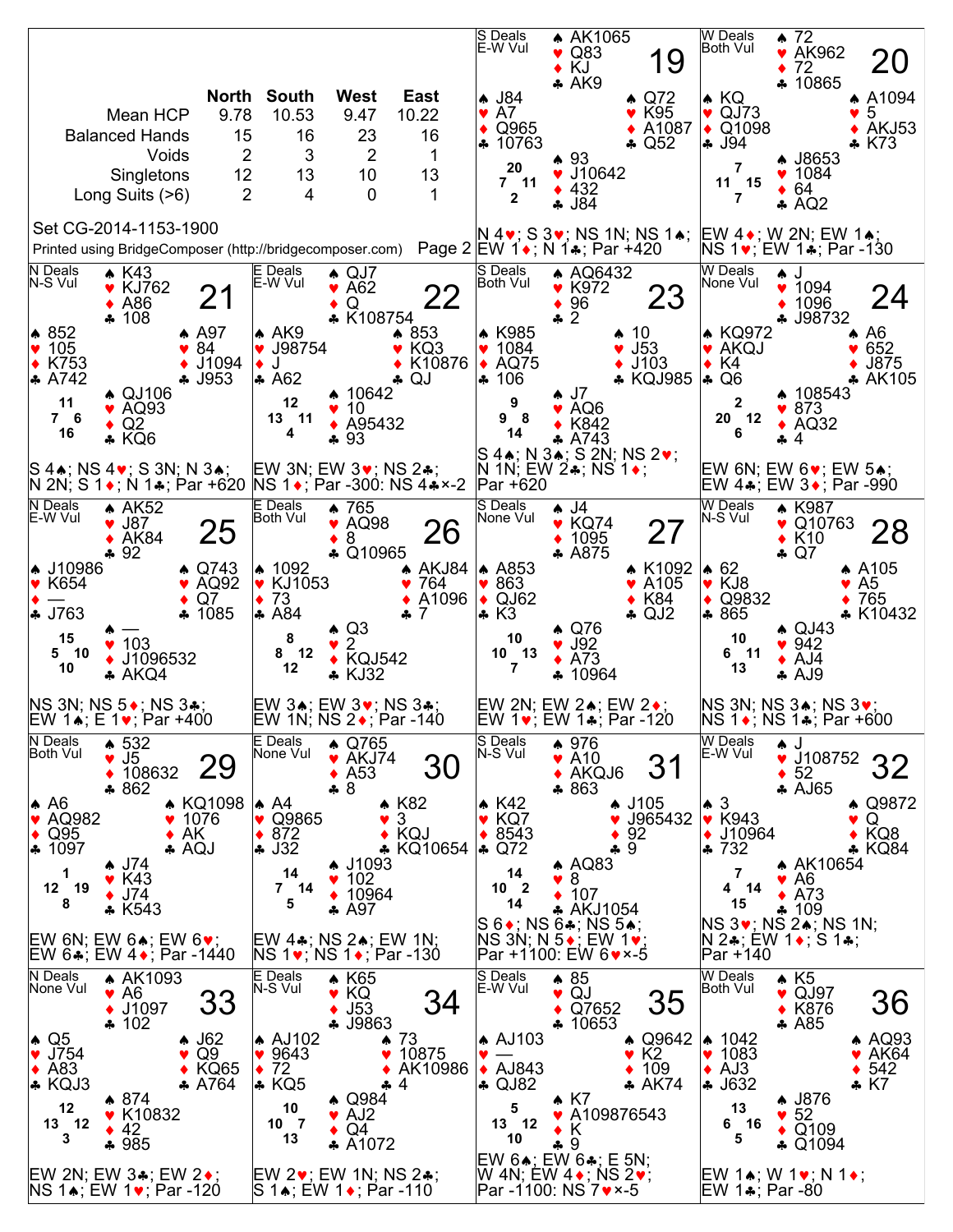| | North | South | West | East |
|---|---|---|---|---|
| Mean HCP | 9.78 | 10.53 | 9.47 | 10.22 |
| Balanced Hands | 15 | 16 | 23 | 16 |
| Voids | 2 | 3 | 2 | 1 |
| Singletons | 12 | 13 | 10 | 13 |
| Long Suits (>6) | 2 | 4 | 0 | 1 |

Set CG-2014-1153-1900

Printed using BridgeComposer (http://bridgecomposer.com)

## Board 19
S Deals, E-W Vul

North: ♠ AK1065 ♥ Q83 ♦ KJ ♣ AK9
West: ♠ J84 ♥ A7 ♦ Q965 ♣ 10763
East: ♠ Q72 ♥ K95 ♦ A1087 ♣ Q52
South: ♠ 93 ♥ J10642 ♦ 432 ♣ J84

HCP: N 20, W 7, E 11, S 2

N 4♥; S 3♥; NS 1N; NS 1♠; EW 1♦; N 1♣; Par +420

## Board 20
W Deals, Both Vul

North: ♠ 72 ♥ AK962 ♦ 72 ♣ 10865
West: ♠ KQ ♥ QJ73 ♦ Q1098 ♣ J94
East: ♠ A1094 ♥ 5 ♦ AKJ53 ♣ K73
South: ♠ J8653 ♥ 1084 ♦ 64 ♣ AQ2

HCP: N 7, W 11, E 15, S 7

EW 4♦; W 2N; EW 1♠; NS 1♥; EW 1♣; Par -130

## Board 21
N Deals, N-S Vul

North: ♠ K43 ♥ KJ762 ♦ A86 ♣ 108
West: ♠ 852 ♥ 105 ♦ K753 ♣ A742
East: ♠ A97 ♥ 84 ♦ J1094 ♣ J953
South: ♠ QJ106 ♥ AQ93 ♦ Q2 ♣ KQ6

HCP: N 11, W 7, E 6, S 16

S 4♠; NS 4♥; S 3N; N 3♠; N 2N; S 1♦; N 1♣; Par +620

## Board 22
E Deals, E-W Vul

North: ♠ QJ7 ♥ A62 ♦ Q ♣ K108754
West: ♠ AK9 ♥ J98754 ♦ J ♣ A62
East: ♠ 853 ♥ KQ3 ♦ K10876 ♣ QJ
South: ♠ 10642 ♥ 10 ♦ A95432 ♣ 93

HCP: N 12, W 13, E 11, S 4

EW 3N; EW 3♥; NS 2♣; NS 1♦; Par -300: NS 4♣×-2

## Board 23
S Deals, Both Vul

North: ♠ AQ6432 ♥ K972 ♦ 96 ♣ 2
West: ♠ K985 ♥ 1084 ♦ AQ75 ♣ 106
East: ♠ 10 ♥ J53 ♦ J103 ♣ KQJ985
South: ♠ J7 ♥ AQ6 ♦ K842 ♣ A743

HCP: N 9, W 9, E 8, S 14

S 4♠; N 3♠; S 2N; NS 2♥; N 1N; EW 2♣; NS 1♦; Par +620

## Board 24
W Deals, None Vul

North: ♠ J ♥ 1094 ♦ 1096 ♣ J98732
West: ♠ KQ972 ♥ AKQJ ♦ K4 ♣ Q6
East: ♠ A6 ♥ 652 ♦ J875 ♣ AK105
South: ♠ 108543 ♥ 873 ♦ AQ32 ♣ 4

HCP: N 2, W 20, E 12, S 6

EW 6N; EW 6♥; EW 5♠; EW 4♣; EW 3♦; Par -990

## Board 25
N Deals, E-W Vul

North: ♠ AK52 ♥ J87 ♦ AK84 ♣ 92
West: ♠ J10986 ♥ K654 ♦ — ♣ J763
East: ♠ Q743 ♥ AQ92 ♦ Q7 ♣ 1085
South: ♠ — ♥ 103 ♦ J1096532 ♣ AKQ4

HCP: N 15, W 5, E 10, S 10

NS 3N; NS 5♦; NS 3♣; EW 1♠; E 1♥; Par +400

## Board 26
E Deals, Both Vul

North: ♠ 765 ♥ AQ98 ♦ 8 ♣ Q10965
West: ♠ 1092 ♥ KJ1053 ♦ 73 ♣ A84
East: ♠ AKJ84 ♥ 764 ♦ A1096 ♣ 7
South: ♠ Q3 ♥ 2 ♦ KQJ542 ♣ KJ32

HCP: N 8, W 8, E 12, S 12

EW 3♠; EW 3♥; NS 3♣; EW 1N; NS 2♦; Par -140

## Board 27
S Deals, None Vul

North: ♠ J4 ♥ KQ74 ♦ 1095 ♣ A875
West: ♠ A853 ♥ 863 ♦ QJ62 ♣ K3
East: ♠ K1092 ♥ A105 ♦ K84 ♣ QJ2
South: ♠ Q76 ♥ J92 ♦ A73 ♣ 10964

HCP: N 10, W 10, E 13, S 7

EW 2N; EW 2♠; EW 2♦; EW 1♥; EW 1♣; Par -120

## Board 28
W Deals, N-S Vul

North: ♠ K987 ♥ Q10763 ♦ K10 ♣ Q7
West: ♠ 62 ♥ KJ8 ♦ Q9832 ♣ 865
East: ♠ A105 ♥ A5 ♦ 765 ♣ K10432
South: ♠ QJ43 ♥ 942 ♦ AJ4 ♣ AJ9

HCP: N 10, W 6, E 11, S 13

NS 3N; NS 3♠; NS 3♥; NS 1♦; NS 1♣; Par +600

## Board 29
N Deals, Both Vul

North: ♠ 532 ♥ J5 ♦ 108632 ♣ 862
West: ♠ A6 ♥ AQ982 ♦ Q95 ♣ 1097
East: ♠ KQ1098 ♥ 1076 ♦ AK ♣ AQJ
South: ♠ J74 ♥ K43 ♦ J74 ♣ K543

HCP: N 1, W 12, E 19, S 8

EW 6N; EW 6♠; EW 6♥; EW 6♣; EW 4♦; Par -1440

## Board 30
E Deals, None Vul

North: ♠ Q765 ♥ AKJ74 ♦ A53 ♣ 8
West: ♠ A4 ♥ Q9865 ♦ 872 ♣ J32
East: ♠ K82 ♥ 3 ♦ KQJ ♣ KQ10654
South: ♠ J1093 ♥ 102 ♦ 10964 ♣ A97

HCP: N 14, W 7, E 14, S 5

EW 4♣; NS 2♠; EW 1N; NS 1♥; NS 1♦; Par -130

## Board 31
S Deals, N-S Vul

North: ♠ 976 ♥ A10 ♦ AKQJ6 ♣ 863
West: ♠ K42 ♥ KQ7 ♦ 8543 ♣ Q72
East: ♠ J105 ♥ J965432 ♦ 92 ♣ 9
South: ♠ AQ83 ♥ 8 ♦ 107 ♣ AKJ1054

HCP: N 14, W 10, E 2, S 14

S 6♦; NS 6♣; NS 5♠; NS 3N; N 5♦; EW 1♥; Par +1100: EW 6♥×-5

## Board 32
W Deals, E-W Vul

North: ♠ J ♥ J108752 ♦ 52 ♣ AJ65
West: ♠ 3 ♥ K943 ♦ J10964 ♣ 732
East: ♠ Q9872 ♥ Q ♦ KQ8 ♣ KQ84
South: ♠ AK10654 ♥ A6 ♦ A73 ♣ 109

HCP: N 7, W 4, E 14, S 15

NS 3♥; NS 2♠; NS 1N; N 2♣; EW 1♦; S 1♣; Par +140

## Board 33
N Deals, None Vul

North: ♠ AK1093 ♥ A6 ♦ J1097 ♣ 102
West: ♠ Q5 ♥ J754 ♦ A83 ♣ KQJ3
East: ♠ J62 ♥ Q9 ♦ KQ65 ♣ A764
South: ♠ 874 ♥ K10832 ♦ 42 ♣ 985

HCP: N 12, W 13, E 12, S 3

EW 2N; EW 3♣; EW 2♦; NS 1♠; EW 1♥; Par -120

## Board 34
E Deals, N-S Vul

North: ♠ K65 ♥ KQ ♦ J53 ♣ J9863
West: ♠ AJ102 ♥ 9643 ♦ 72 ♣ KQ5
East: ♠ 73 ♥ 10875 ♦ AK10986 ♣ 4
South: ♠ Q984 ♥ AJ2 ♦ Q4 ♣ A1072

HCP: N 10, W 10, E 7, S 13

EW 2♥; EW 1N; NS 2♣; S 1♠; EW 1♦; Par -110

## Board 35
S Deals, E-W Vul

North: ♠ 85 ♥ QJ ♦ Q7652 ♣ 10653
West: ♠ AJ103 ♥ — ♦ AJ843 ♣ QJ82
East: ♠ Q9642 ♥ K2 ♦ 109 ♣ AK74
South: ♠ K7 ♥ A109876543 ♦ K ♣ 9

HCP: N 5, W 13, E 12, S 10

EW 6♠; EW 6♣; E 5N; W 4N; EW 4♦; NS 2♥; Par -1100: NS 7♥×-5

## Board 36
W Deals, Both Vul

North: ♠ K5 ♥ QJ97 ♦ K876 ♣ A85
West: ♠ 1042 ♥ 1083 ♦ AJ3 ♣ J632
East: ♠ AQ93 ♥ AK64 ♦ 542 ♣ K7
South: ♠ J876 ♥ 52 ♦ Q109 ♣ Q1094

HCP: N 13, W 6, E 16, S 5

EW 1♠; W 1♥; N 1♦; EW 1♣; Par -80